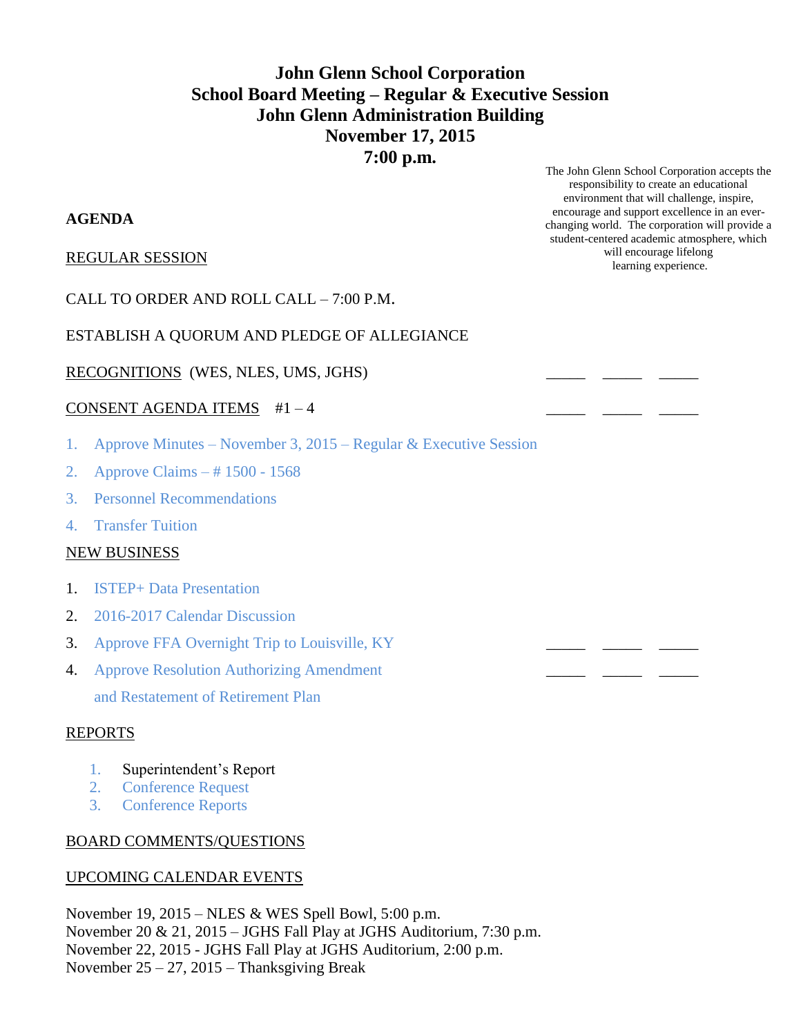# John Glenn School Corporation
## School Board Meeting – Regular & Executive Session
## John Glenn Administration Building
## November 17, 2015
## 7:00 p.m.

The John Glenn School Corporation accepts the responsibility to create an educational environment that will challenge, inspire, encourage and support excellence in an ever-changing world. The corporation will provide a student-centered academic atmosphere, which will encourage lifelong learning experience.

**AGENDA**

REGULAR SESSION

CALL TO ORDER AND ROLL CALL – 7:00 P.M.

ESTABLISH A QUORUM AND PLEDGE OF ALLEGIANCE

RECOGNITIONS (WES, NLES, UMS, JGHS) _____ _____ _____

CONSENT AGENDA ITEMS #1 – 4 _____ _____ _____

1. Approve Minutes – November 3, 2015 – Regular & Executive Session
2. Approve Claims – # 1500 - 1568
3. Personnel Recommendations
4. Transfer Tuition

NEW BUSINESS

1. ISTEP+ Data Presentation
2. 2016-2017 Calendar Discussion
3. Approve FFA Overnight Trip to Louisville, KY _____ _____ _____
4. Approve Resolution Authorizing Amendment and Restatement of Retirement Plan _____ _____ _____

REPORTS

1. Superintendent's Report
2. Conference Request
3. Conference Reports

BOARD COMMENTS/QUESTIONS

UPCOMING CALENDAR EVENTS

November 19, 2015 – NLES & WES Spell Bowl, 5:00 p.m.
November 20 & 21, 2015 – JGHS Fall Play at JGHS Auditorium, 7:30 p.m.
November 22, 2015 - JGHS Fall Play at JGHS Auditorium, 2:00 p.m.
November 25 – 27, 2015 – Thanksgiving Break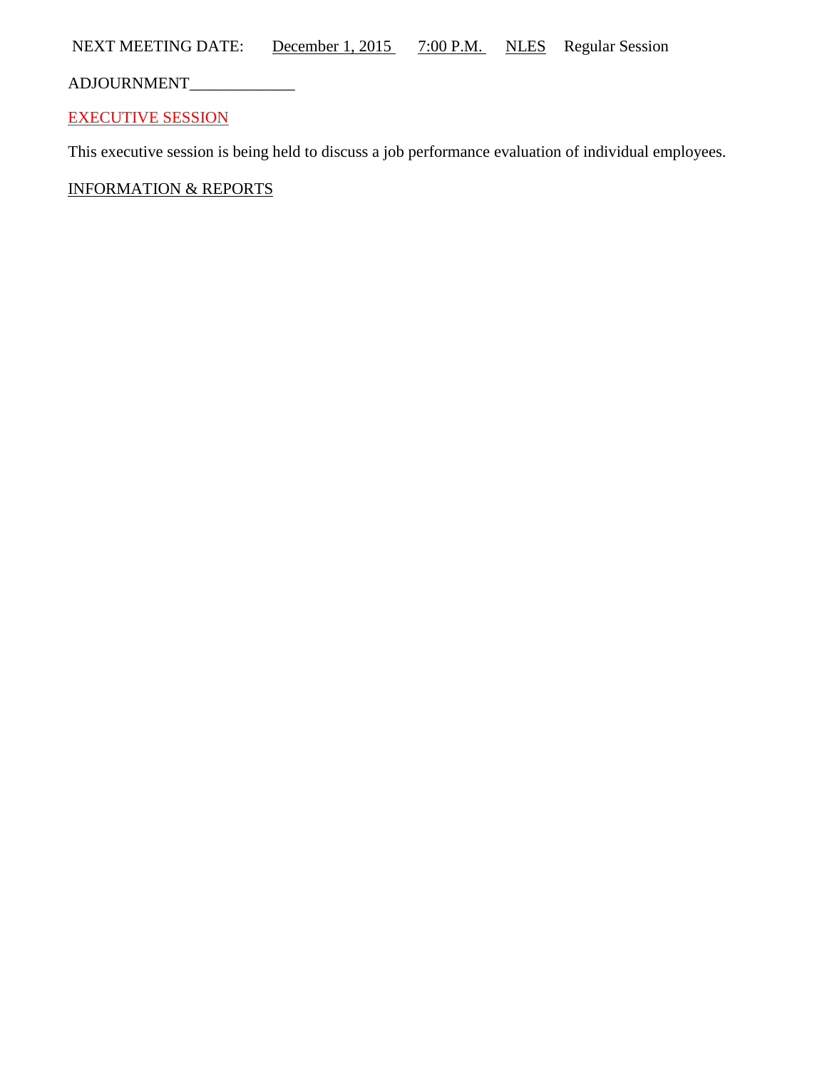NEXT MEETING DATE: December 1, 2015 7:00 P.M. NLES Regular Session

ADJOURNMENT_____________

EXECUTIVE SESSION

This executive session is being held to discuss a job performance evaluation of individual employees.

INFORMATION & REPORTS